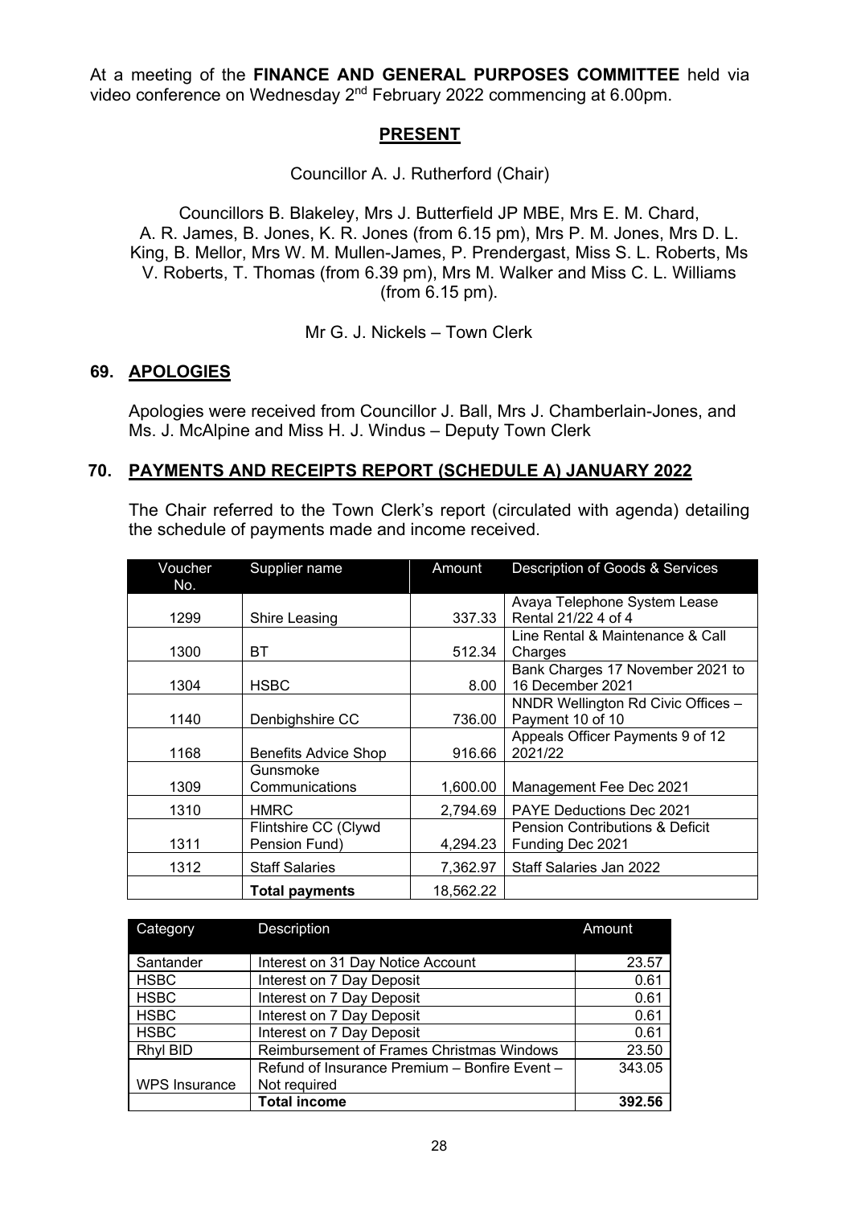At a meeting of the **FINANCE AND GENERAL PURPOSES COMMITTEE** held via video conference on Wednesday 2nd February 2022 commencing at 6.00pm.

## PRESENT

Councillor A. J. Rutherford (Chair)

Councillors B. Blakeley, Mrs J. Butterfield JP MBE, Mrs E. M. Chard, A. R. James, B. Jones, K. R. Jones (from 6.15 pm), Mrs P. M. Jones, Mrs D. L. King, B. Mellor, Mrs W. M. Mullen-James, P. Prendergast, Miss S. L. Roberts, Ms V. Roberts, T. Thomas (from 6.39 pm), Mrs M. Walker and Miss C. L. Williams (from 6.15 pm).

Mr G. J. Nickels – Town Clerk

## 69. APOLOGIES

Apologies were received from Councillor J. Ball, Mrs J. Chamberlain-Jones, and Ms. J. McAlpine and Miss H. J. Windus – Deputy Town Clerk

## 70. PAYMENTS AND RECEIPTS REPORT (SCHEDULE A) JANUARY 2022

The Chair referred to the Town Clerk's report (circulated with agenda) detailing the schedule of payments made and income received.

| Voucher No. | Supplier name | Amount | Description of Goods & Services |
|---|---|---|---|
| 1299 | Shire Leasing | 337.33 | Avaya Telephone System Lease Rental 21/22 4 of 4 |
| 1300 | BT | 512.34 | Line Rental & Maintenance & Call Charges |
| 1304 | HSBC | 8.00 | Bank Charges 17 November 2021 to 16 December 2021 |
| 1140 | Denbighshire CC | 736.00 | NNDR Wellington Rd Civic Offices – Payment 10 of 10 |
| 1168 | Benefits Advice Shop | 916.66 | Appeals Officer Payments 9 of 12 2021/22 |
| 1309 | Gunsmoke Communications | 1,600.00 | Management Fee Dec 2021 |
| 1310 | HMRC | 2,794.69 | PAYE Deductions Dec 2021 |
| 1311 | Flintshire CC (Clywd Pension Fund) | 4,294.23 | Pension Contributions & Deficit Funding Dec 2021 |
| 1312 | Staff Salaries | 7,362.97 | Staff Salaries Jan 2022 |
| | **Total payments** | 18,562.22 | |

| Category | Description | Amount |
|---|---|---|
| Santander | Interest on 31 Day Notice Account | 23.57 |
| HSBC | Interest on 7 Day Deposit | 0.61 |
| HSBC | Interest on 7 Day Deposit | 0.61 |
| HSBC | Interest on 7 Day Deposit | 0.61 |
| HSBC | Interest on 7 Day Deposit | 0.61 |
| Rhyl BID | Reimbursement of Frames Christmas Windows | 23.50 |
| WPS Insurance | Refund of Insurance Premium – Bonfire Event – Not required | 343.05 |
| | **Total income** | **392.56** |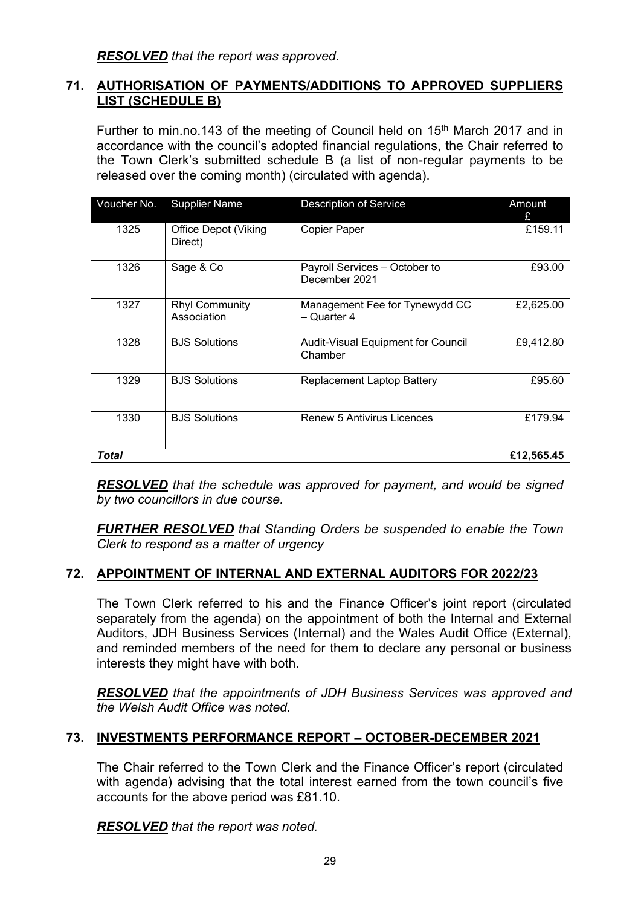***RESOLVED*** *that the report was approved.*

## 71. AUTHORISATION OF PAYMENTS/ADDITIONS TO APPROVED SUPPLIERS LIST (SCHEDULE B)

Further to min.no.143 of the meeting of Council held on 15th March 2017 and in accordance with the council's adopted financial regulations, the Chair referred to the Town Clerk's submitted schedule B (a list of non-regular payments to be released over the coming month) (circulated with agenda).

| Voucher No. | Supplier Name | Description of Service | Amount £ |
|---|---|---|---|
| 1325 | Office Depot (Viking Direct) | Copier Paper | £159.11 |
| 1326 | Sage & Co | Payroll Services – October to December 2021 | £93.00 |
| 1327 | Rhyl Community Association | Management Fee for Tynewydd CC – Quarter 4 | £2,625.00 |
| 1328 | BJS Solutions | Audit-Visual Equipment for Council Chamber | £9,412.80 |
| 1329 | BJS Solutions | Replacement Laptop Battery | £95.60 |
| 1330 | BJS Solutions | Renew 5 Antivirus Licences | £179.94 |
| ***Total*** | | | **£12,565.45** |

***RESOLVED*** *that the schedule was approved for payment, and would be signed by two councillors in due course.*

***FURTHER RESOLVED*** *that Standing Orders be suspended to enable the Town Clerk to respond as a matter of urgency*

## 72. APPOINTMENT OF INTERNAL AND EXTERNAL AUDITORS FOR 2022/23

The Town Clerk referred to his and the Finance Officer's joint report (circulated separately from the agenda) on the appointment of both the Internal and External Auditors, JDH Business Services (Internal) and the Wales Audit Office (External), and reminded members of the need for them to declare any personal or business interests they might have with both.

***RESOLVED*** *that the appointments of JDH Business Services was approved and the Welsh Audit Office was noted.*

## 73. INVESTMENTS PERFORMANCE REPORT – OCTOBER-DECEMBER 2021

The Chair referred to the Town Clerk and the Finance Officer's report (circulated with agenda) advising that the total interest earned from the town council's five accounts for the above period was £81.10.

***RESOLVED*** *that the report was noted.*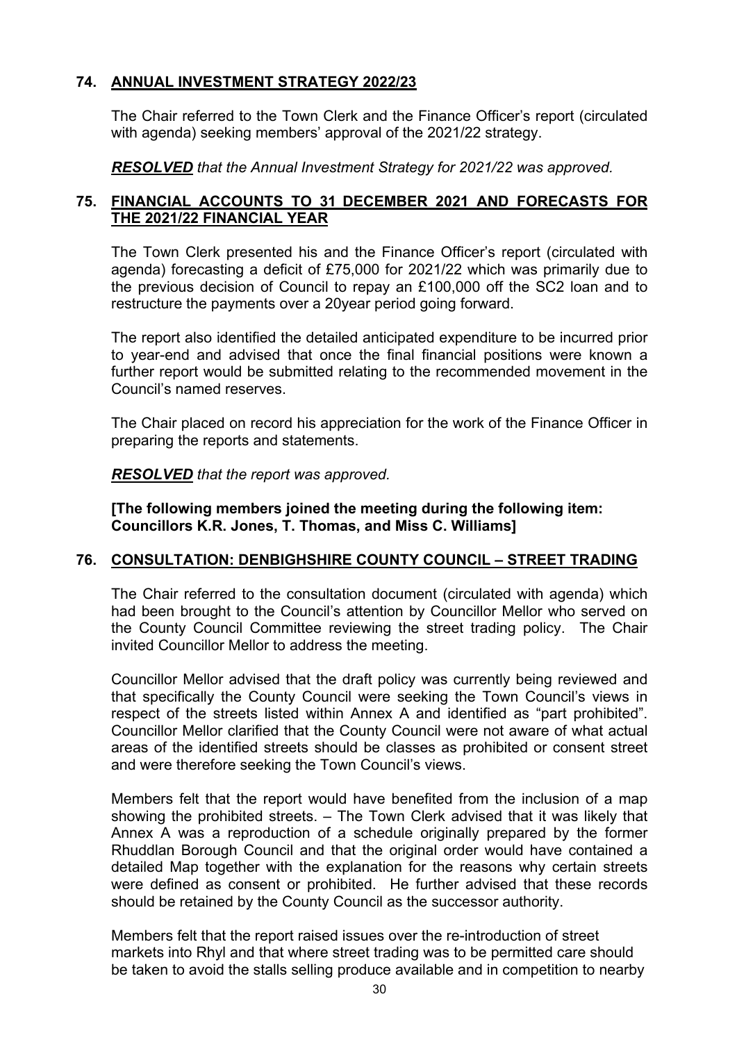## 74. ANNUAL INVESTMENT STRATEGY 2022/23

The Chair referred to the Town Clerk and the Finance Officer's report (circulated with agenda) seeking members' approval of the 2021/22 strategy.

***RESOLVED*** *that the Annual Investment Strategy for 2021/22 was approved.*

## 75. FINANCIAL ACCOUNTS TO 31 DECEMBER 2021 AND FORECASTS FOR THE 2021/22 FINANCIAL YEAR

The Town Clerk presented his and the Finance Officer's report (circulated with agenda) forecasting a deficit of £75,000 for 2021/22 which was primarily due to the previous decision of Council to repay an £100,000 off the SC2 loan and to restructure the payments over a 20year period going forward.

The report also identified the detailed anticipated expenditure to be incurred prior to year-end and advised that once the final financial positions were known a further report would be submitted relating to the recommended movement in the Council's named reserves.

The Chair placed on record his appreciation for the work of the Finance Officer in preparing the reports and statements.

***RESOLVED*** *that the report was approved.*

**[The following members joined the meeting during the following item: Councillors K.R. Jones, T. Thomas, and Miss C. Williams]**

## 76. CONSULTATION: DENBIGHSHIRE COUNTY COUNCIL – STREET TRADING

The Chair referred to the consultation document (circulated with agenda) which had been brought to the Council's attention by Councillor Mellor who served on the County Council Committee reviewing the street trading policy. The Chair invited Councillor Mellor to address the meeting.

Councillor Mellor advised that the draft policy was currently being reviewed and that specifically the County Council were seeking the Town Council's views in respect of the streets listed within Annex A and identified as "part prohibited". Councillor Mellor clarified that the County Council were not aware of what actual areas of the identified streets should be classes as prohibited or consent street and were therefore seeking the Town Council's views.

Members felt that the report would have benefited from the inclusion of a map showing the prohibited streets. – The Town Clerk advised that it was likely that Annex A was a reproduction of a schedule originally prepared by the former Rhuddlan Borough Council and that the original order would have contained a detailed Map together with the explanation for the reasons why certain streets were defined as consent or prohibited. He further advised that these records should be retained by the County Council as the successor authority.

Members felt that the report raised issues over the re-introduction of street markets into Rhyl and that where street trading was to be permitted care should be taken to avoid the stalls selling produce available and in competition to nearby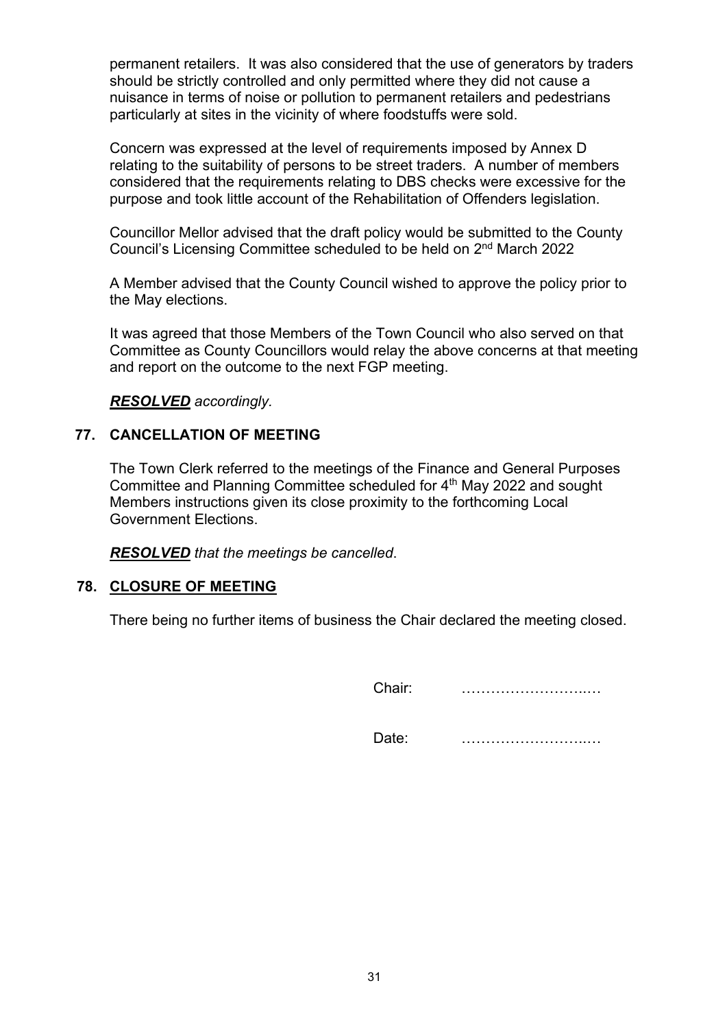permanent retailers. It was also considered that the use of generators by traders should be strictly controlled and only permitted where they did not cause a nuisance in terms of noise or pollution to permanent retailers and pedestrians particularly at sites in the vicinity of where foodstuffs were sold.

Concern was expressed at the level of requirements imposed by Annex D relating to the suitability of persons to be street traders. A number of members considered that the requirements relating to DBS checks were excessive for the purpose and took little account of the Rehabilitation of Offenders legislation.

Councillor Mellor advised that the draft policy would be submitted to the County Council's Licensing Committee scheduled to be held on 2nd March 2022

A Member advised that the County Council wished to approve the policy prior to the May elections.

It was agreed that those Members of the Town Council who also served on that Committee as County Councillors would relay the above concerns at that meeting and report on the outcome to the next FGP meeting.

***RESOLVED*** *accordingly.*

## 77. CANCELLATION OF MEETING

The Town Clerk referred to the meetings of the Finance and General Purposes Committee and Planning Committee scheduled for 4th May 2022 and sought Members instructions given its close proximity to the forthcoming Local Government Elections.

***RESOLVED*** *that the meetings be cancelled.*

## 78. CLOSURE OF MEETING

There being no further items of business the Chair declared the meeting closed.

Chair: ……………………..…

Date: ……………………..…